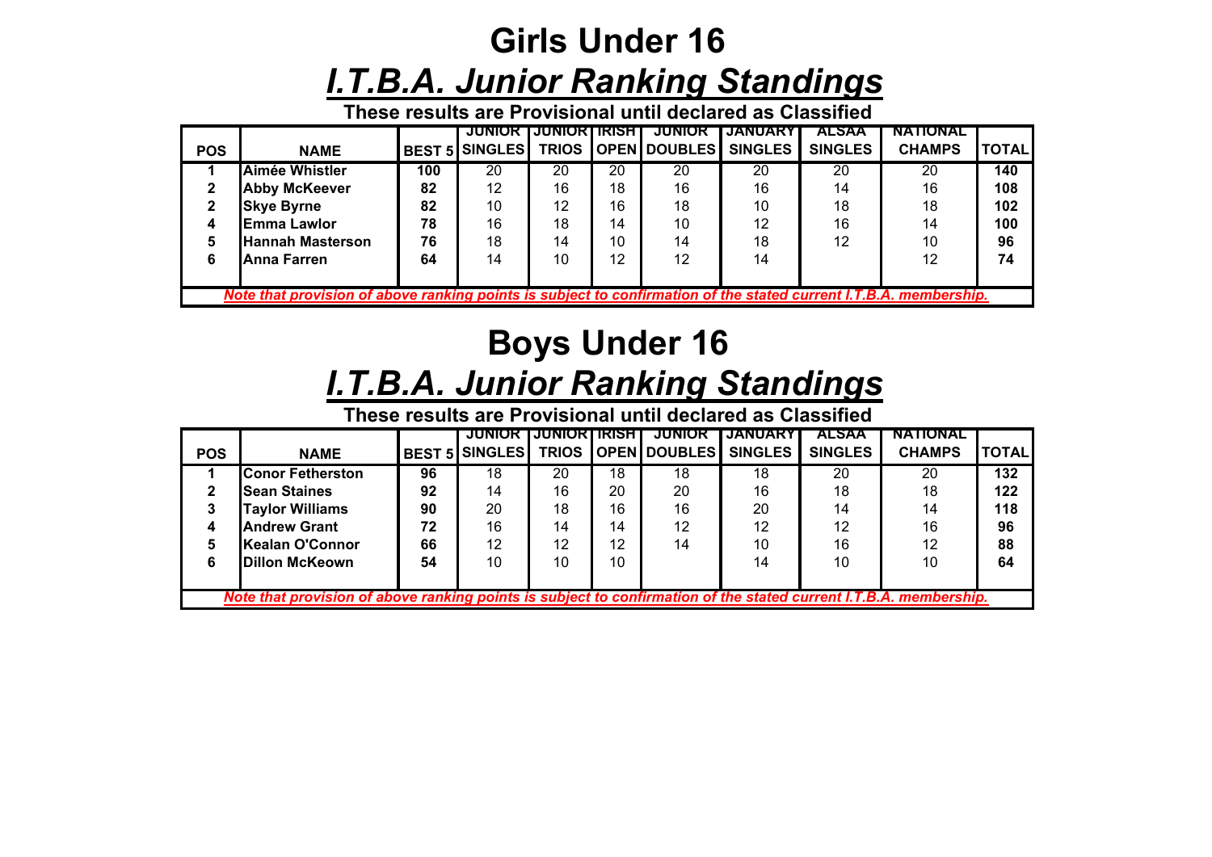# Girls Under 16

## *I.T.B.A. Junior Ranking Standings*

**These results are Provisional until declared as Classified**

| POS | NAME | BEST 5 | JUNIOR SINGLES | JUNIOR TRIOS | IRISH OPEN | JUNIOR DOUBLES | JANUARY SINGLES | ALSAA SINGLES | NATIONAL CHAMPS | TOTAL |
|---|---|---|---|---|---|---|---|---|---|---|
| **1** | **Aimée Whistler** | **100** | 20 | 20 | 20 | 20 | 20 | 20 | 20 | **140** |
| **2** | **Abby McKeever** | **82** | 12 | 16 | 18 | 16 | 16 | 14 | 16 | **108** |
| **2** | **Skye Byrne** | **82** | 10 | 12 | 16 | 18 | 10 | 18 | 18 | **102** |
| **4** | **Emma Lawlor** | **78** | 16 | 18 | 14 | 10 | 12 | 16 | 14 | **100** |
| **5** | **Hannah Masterson** | **76** | 18 | 14 | 10 | 14 | 18 | 12 | 10 | **96** |
| **6** | **Anna Farren** | **64** | 14 | 10 | 12 | 12 | 14 | | 12 | **74** |

***Note that provision of above ranking points is subject to confirmation of the stated current I.T.B.A. membership.***

# Boys Under 16

## *I.T.B.A. Junior Ranking Standings*

**These results are Provisional until declared as Classified**

| POS | NAME | BEST 5 | JUNIOR SINGLES | JUNIOR TRIOS | IRISH OPEN | JUNIOR DOUBLES | JANUARY SINGLES | ALSAA SINGLES | NATIONAL CHAMPS | TOTAL |
|---|---|---|---|---|---|---|---|---|---|---|
| **1** | **Conor Fetherston** | **96** | 18 | 20 | 18 | 18 | 18 | 20 | 20 | **132** |
| **2** | **Sean Staines** | **92** | 14 | 16 | 20 | 20 | 16 | 18 | 18 | **122** |
| **3** | **Taylor Williams** | **90** | 20 | 18 | 16 | 16 | 20 | 14 | 14 | **118** |
| **4** | **Andrew Grant** | **72** | 16 | 14 | 14 | 12 | 12 | 12 | 16 | **96** |
| **5** | **Kealan O'Connor** | **66** | 12 | 12 | 12 | 14 | 10 | 16 | 12 | **88** |
| **6** | **Dillon McKeown** | **54** | 10 | 10 | 10 | | 14 | 10 | 10 | **64** |

***Note that provision of above ranking points is subject to confirmation of the stated current I.T.B.A. membership.***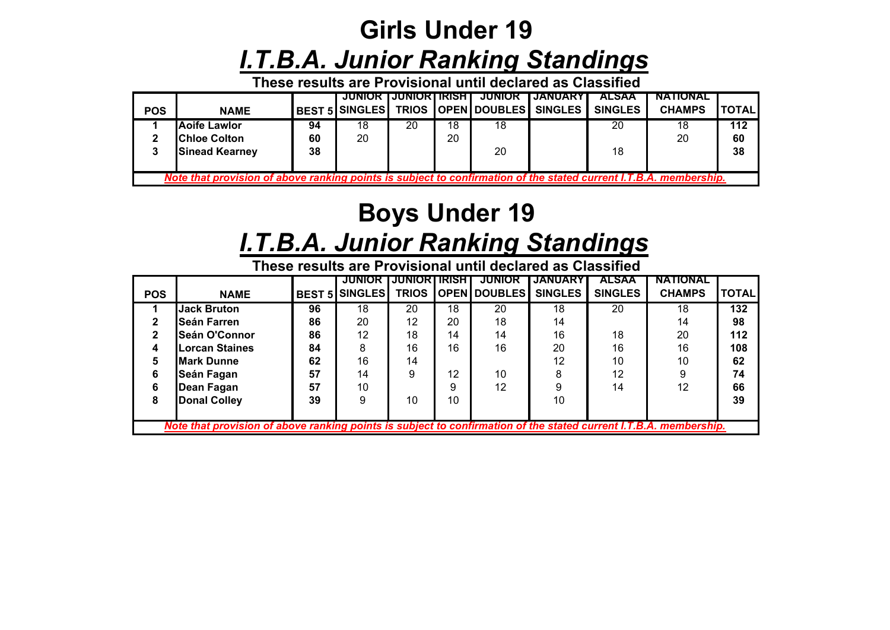# Girls Under 19

## *I.T.B.A. Junior Ranking Standings*

**These results are Provisional until declared as Classified**

| POS | NAME | BEST 5 | JUNIOR SINGLES | JUNIOR TRIOS | IRISH OPEN | JUNIOR DOUBLES | JANUARY SINGLES | ALSAA SINGLES | NATIONAL CHAMPS | TOTAL |
|---|---|---|---|---|---|---|---|---|---|---|
| 1 | Aoife Lawlor | 94 | 18 | 20 | 18 | 18 | | 20 | 18 | 112 |
| 2 | Chloe Colton | 60 | 20 | | 20 | | | | 20 | 60 |
| 3 | Sinead Kearney | 38 | | | | 20 | | 18 | | 38 |

*Note that provision of above ranking points is subject to confirmation of the stated current I.T.B.A. membership.*

# Boys Under 19

## *I.T.B.A. Junior Ranking Standings*

**These results are Provisional until declared as Classified**

| POS | NAME | BEST 5 | JUNIOR SINGLES | JUNIOR TRIOS | IRISH OPEN | JUNIOR DOUBLES | JANUARY SINGLES | ALSAA SINGLES | NATIONAL CHAMPS | TOTAL |
|---|---|---|---|---|---|---|---|---|---|---|
| 1 | Jack Bruton | 96 | 18 | 20 | 18 | 20 | 18 | 20 | 18 | 132 |
| 2 | Seán Farren | 86 | 20 | 12 | 20 | 18 | 14 | | 14 | 98 |
| 2 | Seán O'Connor | 86 | 12 | 18 | 14 | 14 | 16 | 18 | 20 | 112 |
| 4 | Lorcan Staines | 84 | 8 | 16 | 16 | 16 | 20 | 16 | 16 | 108 |
| 5 | Mark Dunne | 62 | 16 | 14 | | | 12 | 10 | 10 | 62 |
| 6 | Seán Fagan | 57 | 14 | 9 | 12 | 10 | 8 | 12 | 9 | 74 |
| 6 | Dean Fagan | 57 | 10 | | 9 | 12 | 9 | 14 | 12 | 66 |
| 8 | Donal Colley | 39 | 9 | 10 | 10 | | 10 | | | 39 |

*Note that provision of above ranking points is subject to confirmation of the stated current I.T.B.A. membership.*